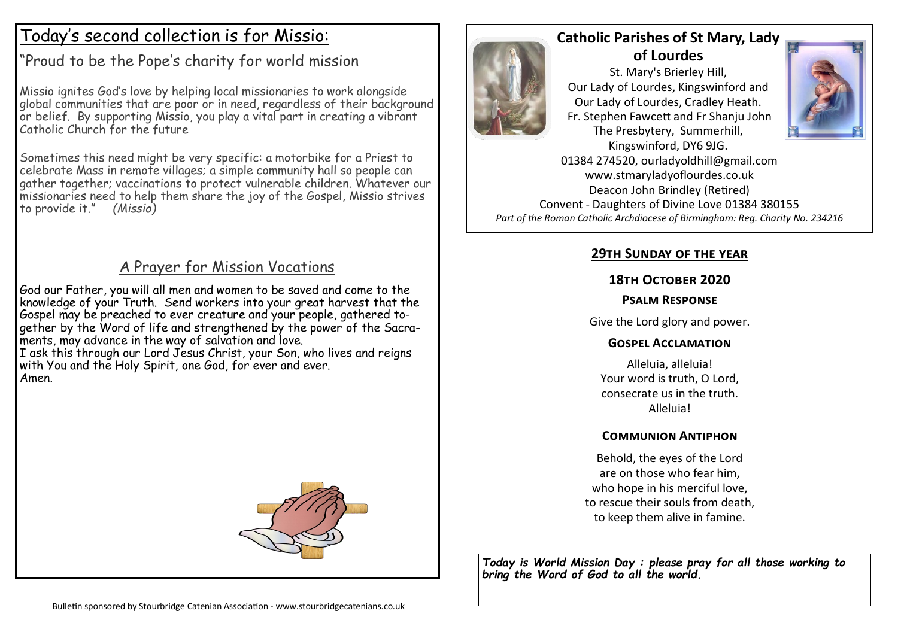## Today's second collection is for Missio:

"Proud to be the Pope's charity for world mission

Missio ignites God's love by helping local missionaries to work alongside global communities that are poor or in need, regardless of their background or belief. By supporting Missio, you play a vital part in creating a vibrant Catholic Church for the future

Sometimes this need might be very specific: a motorbike for a Priest to celebrate Mass in remote villages; a simple community hall so people can gather together; vaccinations to protect vulnerable children. Whatever our missionaries need to help them share the joy of the Gospel, Missio strives to provide it." *(Missio)*

## A Prayer for Mission Vocations

God our Father, you will all men and women to be saved and come to the knowledge of your Truth. Send workers into your great harvest that the Gospel may be preached to ever creature and your people, gathered together by the Word of life and strengthened by the power of the Sacraments, may advance in the way of salvation and love.
I ask this through our Lord Jesus Christ, your Son, who lives and reigns with You and the Holy Spirit, one God, for ever and ever.
Amen.

Bulletin sponsored by Stourbridge Catenian Association - www.stourbridgecatenians.co.uk

# Catholic Parishes of St Mary, Lady of Lourdes

St. Mary's Brierley Hill,
Our Lady of Lourdes, Kingswinford and
Our Lady of Lourdes, Cradley Heath.
Fr. Stephen Fawcett and Fr Shanju John
The Presbytery, Summerhill,
Kingswinford, DY6 9JG.
01384 274520, ourladyoldhill@gmail.com
www.stmaryladyoflourdes.co.uk
Deacon John Brindley (Retired)
Convent - Daughters of Divine Love 01384 380155
*Part of the Roman Catholic Archdiocese of Birmingham: Reg. Charity No. 234216*

## 29th Sunday of the year

### 18th October 2020

### Psalm Response

Give the Lord glory and power.

### Gospel Acclamation

Alleluia, alleluia!
Your word is truth, O Lord,
consecrate us in the truth.
Alleluia!

### Communion Antiphon

Behold, the eyes of the Lord
are on those who fear him,
who hope in his merciful love,
to rescue their souls from death,
to keep them alive in famine.

***Today is World Mission Day : please pray for all those working to bring the Word of God to all the world.***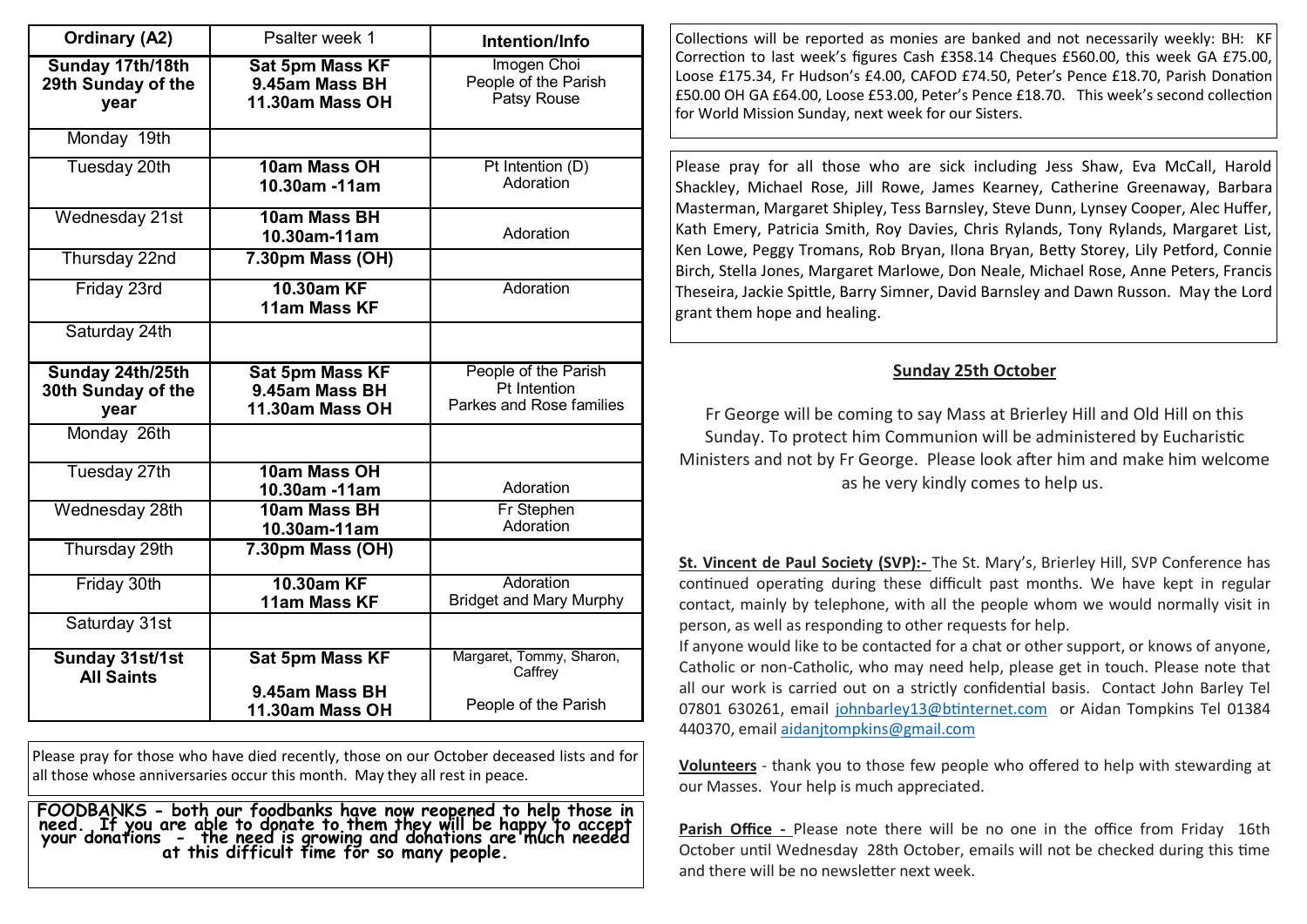| Ordinary (A2) | Psalter week 1 | Intention/Info |
|---|---|---|
| **Sunday 17th/18th 29th Sunday of the year** | **Sat 5pm Mass KF 9.45am Mass BH 11.30am Mass OH** | Imogen Choi People of the Parish Patsy Rouse |
| Monday 19th | | |
| Tuesday 20th | **10am Mass OH 10.30am -11am** | Pt Intention (D) Adoration |
| Wednesday 21st | **10am Mass BH 10.30am-11am** | Adoration |
| Thursday 22nd | **7.30pm Mass (OH)** | |
| Friday 23rd | **10.30am KF 11am Mass KF** | Adoration |
| Saturday 24th | | |
| **Sunday 24th/25th 30th Sunday of the year** | **Sat 5pm Mass KF 9.45am Mass BH 11.30am Mass OH** | People of the Parish Pt Intention Parkes and Rose families |
| Monday 26th | | |
| Tuesday 27th | **10am Mass OH 10.30am -11am** | Adoration |
| Wednesday 28th | **10am Mass BH 10.30am-11am** | Fr Stephen Adoration |
| Thursday 29th | **7.30pm Mass (OH)** | |
| Friday 30th | **10.30am KF 11am Mass KF** | Adoration Bridget and Mary Murphy |
| Saturday 31st | | |
| **Sunday 31st/1st All Saints** | **Sat 5pm Mass KF 9.45am Mass BH 11.30am Mass OH** | Margaret, Tommy, Sharon, Caffrey People of the Parish |

Please pray for those who have died recently, those on our October deceased lists and for all those whose anniversaries occur this month. May they all rest in peace.

**FOODBANKS - both our foodbanks have now reopened to help those in need. If you are able to donate to them they will be happy to accept your donations - the need is growing and donations are much needed at this difficult time for so many people.**

Collections will be reported as monies are banked and not necessarily weekly: BH: KF Correction to last week's figures Cash £358.14 Cheques £560.00, this week GA £75.00, Loose £175.34, Fr Hudson's £4.00, CAFOD £74.50, Peter's Pence £18.70, Parish Donation £50.00 OH GA £64.00, Loose £53.00, Peter's Pence £18.70. This week's second collection for World Mission Sunday, next week for our Sisters.

Please pray for all those who are sick including Jess Shaw, Eva McCall, Harold Shackley, Michael Rose, Jill Rowe, James Kearney, Catherine Greenaway, Barbara Masterman, Margaret Shipley, Tess Barnsley, Steve Dunn, Lynsey Cooper, Alec Huffer, Kath Emery, Patricia Smith, Roy Davies, Chris Rylands, Tony Rylands, Margaret List, Ken Lowe, Peggy Tromans, Rob Bryan, Ilona Bryan, Betty Storey, Lily Petford, Connie Birch, Stella Jones, Margaret Marlowe, Don Neale, Michael Rose, Anne Peters, Francis Theseira, Jackie Spittle, Barry Simner, David Barnsley and Dawn Russon. May the Lord grant them hope and healing.

## Sunday 25th October

Fr George will be coming to say Mass at Brierley Hill and Old Hill on this Sunday. To protect him Communion will be administered by Eucharistic Ministers and not by Fr George. Please look after him and make him welcome as he very kindly comes to help us.

**St. Vincent de Paul Society (SVP):-** The St. Mary's, Brierley Hill, SVP Conference has continued operating during these difficult past months. We have kept in regular contact, mainly by telephone, with all the people whom we would normally visit in person, as well as responding to other requests for help.

If anyone would like to be contacted for a chat or other support, or knows of anyone, Catholic or non-Catholic, who may need help, please get in touch. Please note that all our work is carried out on a strictly confidential basis. Contact John Barley Tel 07801 630261, email johnbarley13@btinternet.com or Aidan Tompkins Tel 01384 440370, email aidanjtompkins@gmail.com

**Volunteers** - thank you to those few people who offered to help with stewarding at our Masses. Your help is much appreciated.

**Parish Office -** Please note there will be no one in the office from Friday 16th October until Wednesday 28th October, emails will not be checked during this time and there will be no newsletter next week.